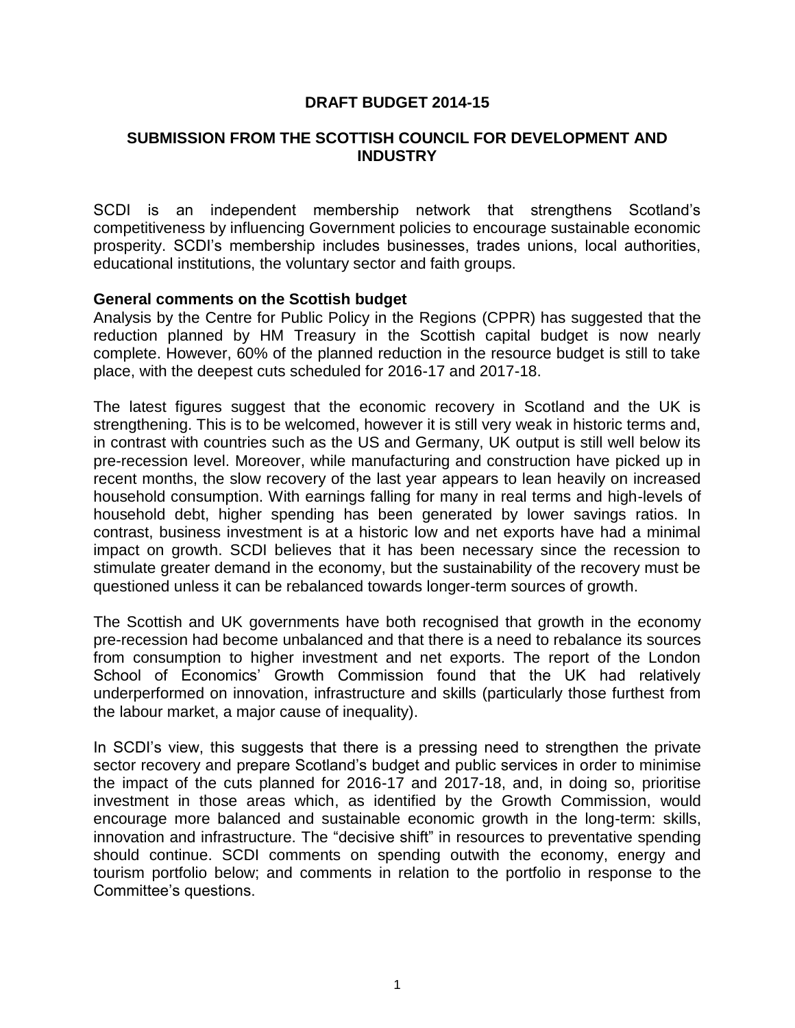# DRAFT BUDGET 2014-15

## SUBMISSION FROM THE SCOTTISH COUNCIL FOR DEVELOPMENT AND INDUSTRY

SCDI is an independent membership network that strengthens Scotland's competitiveness by influencing Government policies to encourage sustainable economic prosperity. SCDI's membership includes businesses, trades unions, local authorities, educational institutions, the voluntary sector and faith groups.

**General comments on the Scottish budget**

Analysis by the Centre for Public Policy in the Regions (CPPR) has suggested that the reduction planned by HM Treasury in the Scottish capital budget is now nearly complete. However, 60% of the planned reduction in the resource budget is still to take place, with the deepest cuts scheduled for 2016-17 and 2017-18.

The latest figures suggest that the economic recovery in Scotland and the UK is strengthening. This is to be welcomed, however it is still very weak in historic terms and, in contrast with countries such as the US and Germany, UK output is still well below its pre-recession level. Moreover, while manufacturing and construction have picked up in recent months, the slow recovery of the last year appears to lean heavily on increased household consumption. With earnings falling for many in real terms and high-levels of household debt, higher spending has been generated by lower savings ratios. In contrast, business investment is at a historic low and net exports have had a minimal impact on growth. SCDI believes that it has been necessary since the recession to stimulate greater demand in the economy, but the sustainability of the recovery must be questioned unless it can be rebalanced towards longer-term sources of growth.

The Scottish and UK governments have both recognised that growth in the economy pre-recession had become unbalanced and that there is a need to rebalance its sources from consumption to higher investment and net exports. The report of the London School of Economics' Growth Commission found that the UK had relatively underperformed on innovation, infrastructure and skills (particularly those furthest from the labour market, a major cause of inequality).

In SCDI's view, this suggests that there is a pressing need to strengthen the private sector recovery and prepare Scotland's budget and public services in order to minimise the impact of the cuts planned for 2016-17 and 2017-18, and, in doing so, prioritise investment in those areas which, as identified by the Growth Commission, would encourage more balanced and sustainable economic growth in the long-term: skills, innovation and infrastructure. The "decisive shift" in resources to preventative spending should continue. SCDI comments on spending outwith the economy, energy and tourism portfolio below; and comments in relation to the portfolio in response to the Committee's questions.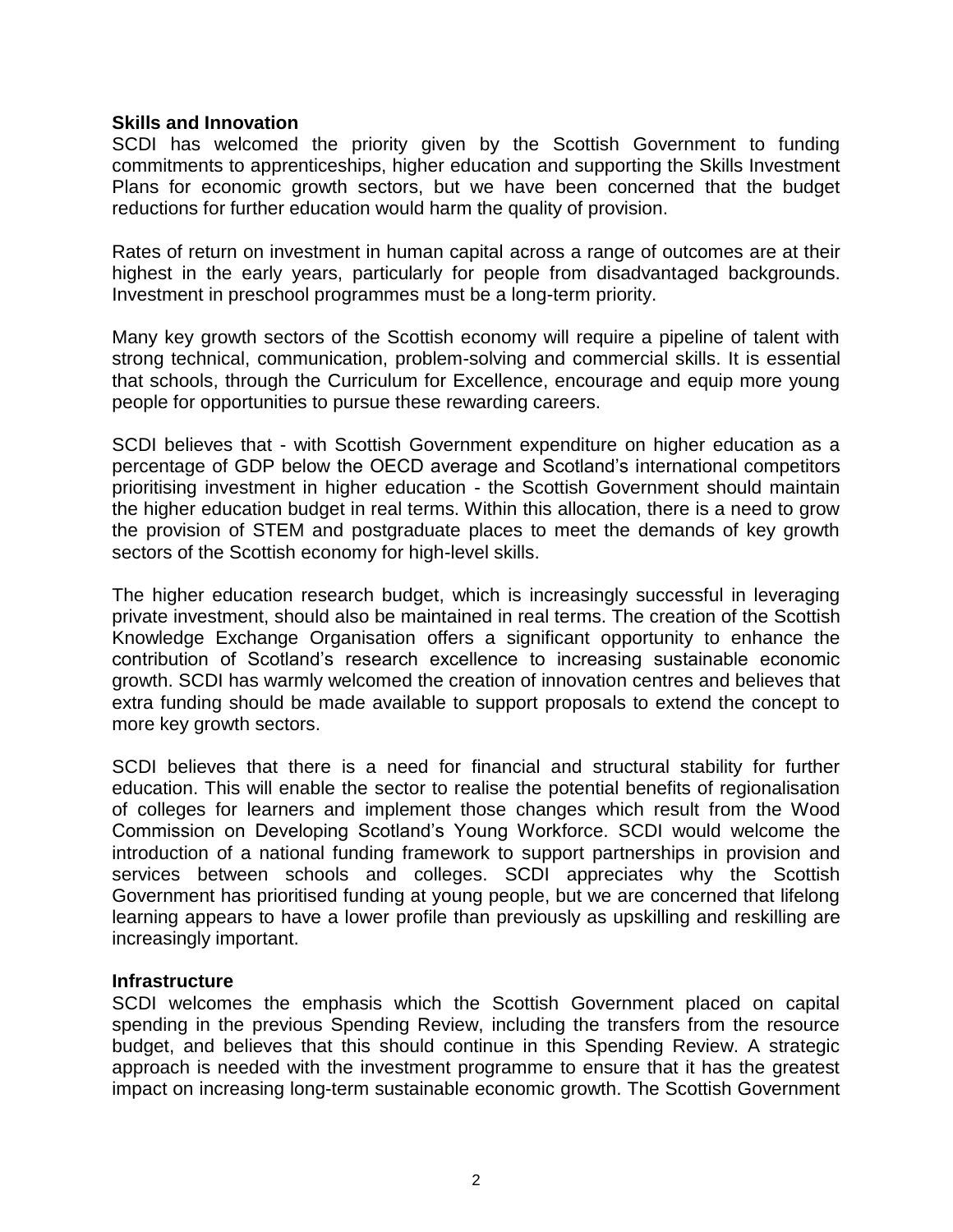**Skills and Innovation**

SCDI has welcomed the priority given by the Scottish Government to funding commitments to apprenticeships, higher education and supporting the Skills Investment Plans for economic growth sectors, but we have been concerned that the budget reductions for further education would harm the quality of provision.

Rates of return on investment in human capital across a range of outcomes are at their highest in the early years, particularly for people from disadvantaged backgrounds. Investment in preschool programmes must be a long-term priority.

Many key growth sectors of the Scottish economy will require a pipeline of talent with strong technical, communication, problem-solving and commercial skills. It is essential that schools, through the Curriculum for Excellence, encourage and equip more young people for opportunities to pursue these rewarding careers.

SCDI believes that - with Scottish Government expenditure on higher education as a percentage of GDP below the OECD average and Scotland's international competitors prioritising investment in higher education - the Scottish Government should maintain the higher education budget in real terms. Within this allocation, there is a need to grow the provision of STEM and postgraduate places to meet the demands of key growth sectors of the Scottish economy for high-level skills.

The higher education research budget, which is increasingly successful in leveraging private investment, should also be maintained in real terms. The creation of the Scottish Knowledge Exchange Organisation offers a significant opportunity to enhance the contribution of Scotland's research excellence to increasing sustainable economic growth. SCDI has warmly welcomed the creation of innovation centres and believes that extra funding should be made available to support proposals to extend the concept to more key growth sectors.

SCDI believes that there is a need for financial and structural stability for further education. This will enable the sector to realise the potential benefits of regionalisation of colleges for learners and implement those changes which result from the Wood Commission on Developing Scotland's Young Workforce. SCDI would welcome the introduction of a national funding framework to support partnerships in provision and services between schools and colleges. SCDI appreciates why the Scottish Government has prioritised funding at young people, but we are concerned that lifelong learning appears to have a lower profile than previously as upskilling and reskilling are increasingly important.

**Infrastructure**

SCDI welcomes the emphasis which the Scottish Government placed on capital spending in the previous Spending Review, including the transfers from the resource budget, and believes that this should continue in this Spending Review. A strategic approach is needed with the investment programme to ensure that it has the greatest impact on increasing long-term sustainable economic growth. The Scottish Government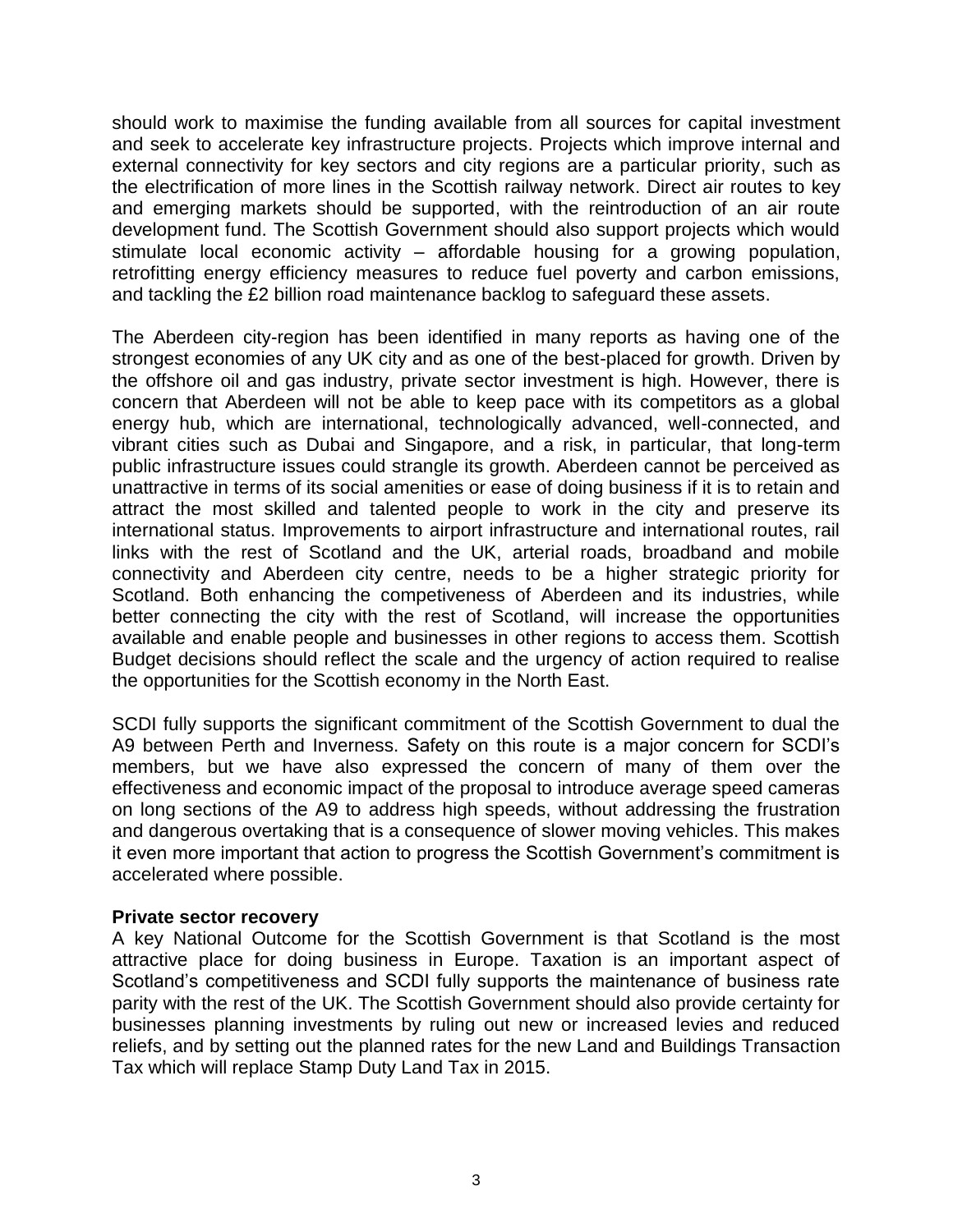should work to maximise the funding available from all sources for capital investment and seek to accelerate key infrastructure projects. Projects which improve internal and external connectivity for key sectors and city regions are a particular priority, such as the electrification of more lines in the Scottish railway network. Direct air routes to key and emerging markets should be supported, with the reintroduction of an air route development fund. The Scottish Government should also support projects which would stimulate local economic activity – affordable housing for a growing population, retrofitting energy efficiency measures to reduce fuel poverty and carbon emissions, and tackling the £2 billion road maintenance backlog to safeguard these assets.

The Aberdeen city-region has been identified in many reports as having one of the strongest economies of any UK city and as one of the best-placed for growth. Driven by the offshore oil and gas industry, private sector investment is high. However, there is concern that Aberdeen will not be able to keep pace with its competitors as a global energy hub, which are international, technologically advanced, well-connected, and vibrant cities such as Dubai and Singapore, and a risk, in particular, that long-term public infrastructure issues could strangle its growth. Aberdeen cannot be perceived as unattractive in terms of its social amenities or ease of doing business if it is to retain and attract the most skilled and talented people to work in the city and preserve its international status. Improvements to airport infrastructure and international routes, rail links with the rest of Scotland and the UK, arterial roads, broadband and mobile connectivity and Aberdeen city centre, needs to be a higher strategic priority for Scotland. Both enhancing the competiveness of Aberdeen and its industries, while better connecting the city with the rest of Scotland, will increase the opportunities available and enable people and businesses in other regions to access them. Scottish Budget decisions should reflect the scale and the urgency of action required to realise the opportunities for the Scottish economy in the North East.

SCDI fully supports the significant commitment of the Scottish Government to dual the A9 between Perth and Inverness. Safety on this route is a major concern for SCDI's members, but we have also expressed the concern of many of them over the effectiveness and economic impact of the proposal to introduce average speed cameras on long sections of the A9 to address high speeds, without addressing the frustration and dangerous overtaking that is a consequence of slower moving vehicles. This makes it even more important that action to progress the Scottish Government's commitment is accelerated where possible.

**Private sector recovery**

A key National Outcome for the Scottish Government is that Scotland is the most attractive place for doing business in Europe. Taxation is an important aspect of Scotland's competitiveness and SCDI fully supports the maintenance of business rate parity with the rest of the UK. The Scottish Government should also provide certainty for businesses planning investments by ruling out new or increased levies and reduced reliefs, and by setting out the planned rates for the new Land and Buildings Transaction Tax which will replace Stamp Duty Land Tax in 2015.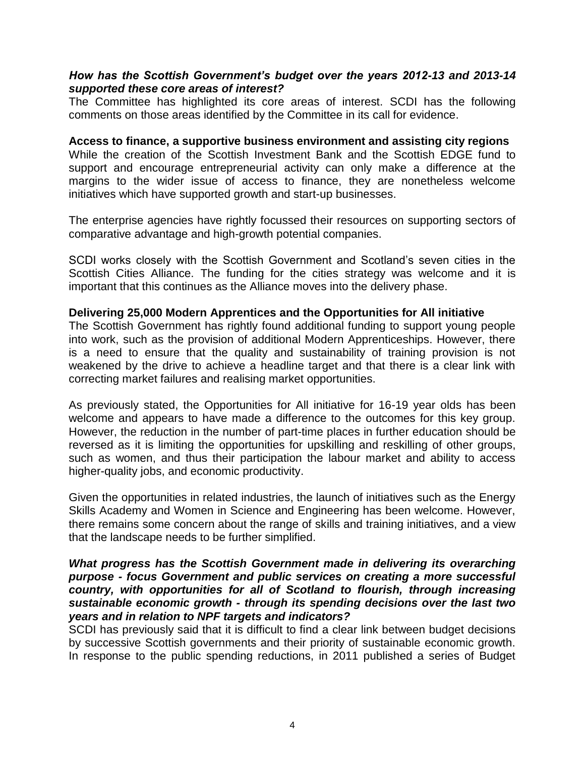***How has the Scottish Government's budget over the years 2012-13 and 2013-14 supported these core areas of interest?***

The Committee has highlighted its core areas of interest. SCDI has the following comments on those areas identified by the Committee in its call for evidence.

**Access to finance, a supportive business environment and assisting city regions**

While the creation of the Scottish Investment Bank and the Scottish EDGE fund to support and encourage entrepreneurial activity can only make a difference at the margins to the wider issue of access to finance, they are nonetheless welcome initiatives which have supported growth and start-up businesses.

The enterprise agencies have rightly focussed their resources on supporting sectors of comparative advantage and high-growth potential companies.

SCDI works closely with the Scottish Government and Scotland's seven cities in the Scottish Cities Alliance. The funding for the cities strategy was welcome and it is important that this continues as the Alliance moves into the delivery phase.

**Delivering 25,000 Modern Apprentices and the Opportunities for All initiative**

The Scottish Government has rightly found additional funding to support young people into work, such as the provision of additional Modern Apprenticeships. However, there is a need to ensure that the quality and sustainability of training provision is not weakened by the drive to achieve a headline target and that there is a clear link with correcting market failures and realising market opportunities.

As previously stated, the Opportunities for All initiative for 16-19 year olds has been welcome and appears to have made a difference to the outcomes for this key group. However, the reduction in the number of part-time places in further education should be reversed as it is limiting the opportunities for upskilling and reskilling of other groups, such as women, and thus their participation the labour market and ability to access higher-quality jobs, and economic productivity.

Given the opportunities in related industries, the launch of initiatives such as the Energy Skills Academy and Women in Science and Engineering has been welcome. However, there remains some concern about the range of skills and training initiatives, and a view that the landscape needs to be further simplified.

***What progress has the Scottish Government made in delivering its overarching purpose - focus Government and public services on creating a more successful country, with opportunities for all of Scotland to flourish, through increasing sustainable economic growth - through its spending decisions over the last two years and in relation to NPF targets and indicators?***

SCDI has previously said that it is difficult to find a clear link between budget decisions by successive Scottish governments and their priority of sustainable economic growth. In response to the public spending reductions, in 2011 published a series of Budget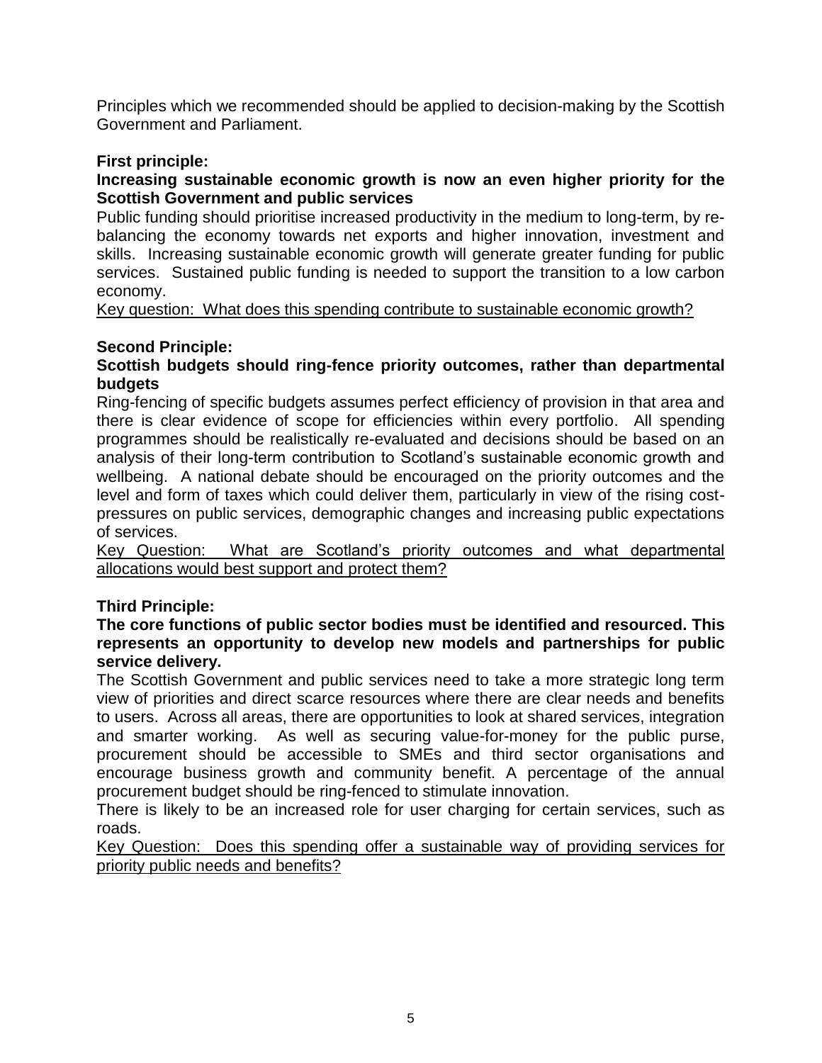Principles which we recommended should be applied to decision-making by the Scottish Government and Parliament.

**First principle:**

**Increasing sustainable economic growth is now an even higher priority for the Scottish Government and public services**

Public funding should prioritise increased productivity in the medium to long-term, by re-balancing the economy towards net exports and higher innovation, investment and skills. Increasing sustainable economic growth will generate greater funding for public services. Sustained public funding is needed to support the transition to a low carbon economy.

<u>Key question: What does this spending contribute to sustainable economic growth?</u>

**Second Principle:**

**Scottish budgets should ring-fence priority outcomes, rather than departmental budgets**

Ring-fencing of specific budgets assumes perfect efficiency of provision in that area and there is clear evidence of scope for efficiencies within every portfolio. All spending programmes should be realistically re-evaluated and decisions should be based on an analysis of their long-term contribution to Scotland's sustainable economic growth and wellbeing. A national debate should be encouraged on the priority outcomes and the level and form of taxes which could deliver them, particularly in view of the rising cost-pressures on public services, demographic changes and increasing public expectations of services.

<u>Key Question: What are Scotland's priority outcomes and what departmental allocations would best support and protect them?</u>

**Third Principle:**

**The core functions of public sector bodies must be identified and resourced. This represents an opportunity to develop new models and partnerships for public service delivery.**

The Scottish Government and public services need to take a more strategic long term view of priorities and direct scarce resources where there are clear needs and benefits to users. Across all areas, there are opportunities to look at shared services, integration and smarter working. As well as securing value-for-money for the public purse, procurement should be accessible to SMEs and third sector organisations and encourage business growth and community benefit. A percentage of the annual procurement budget should be ring-fenced to stimulate innovation.

There is likely to be an increased role for user charging for certain services, such as roads.

<u>Key Question: Does this spending offer a sustainable way of providing services for priority public needs and benefits?</u>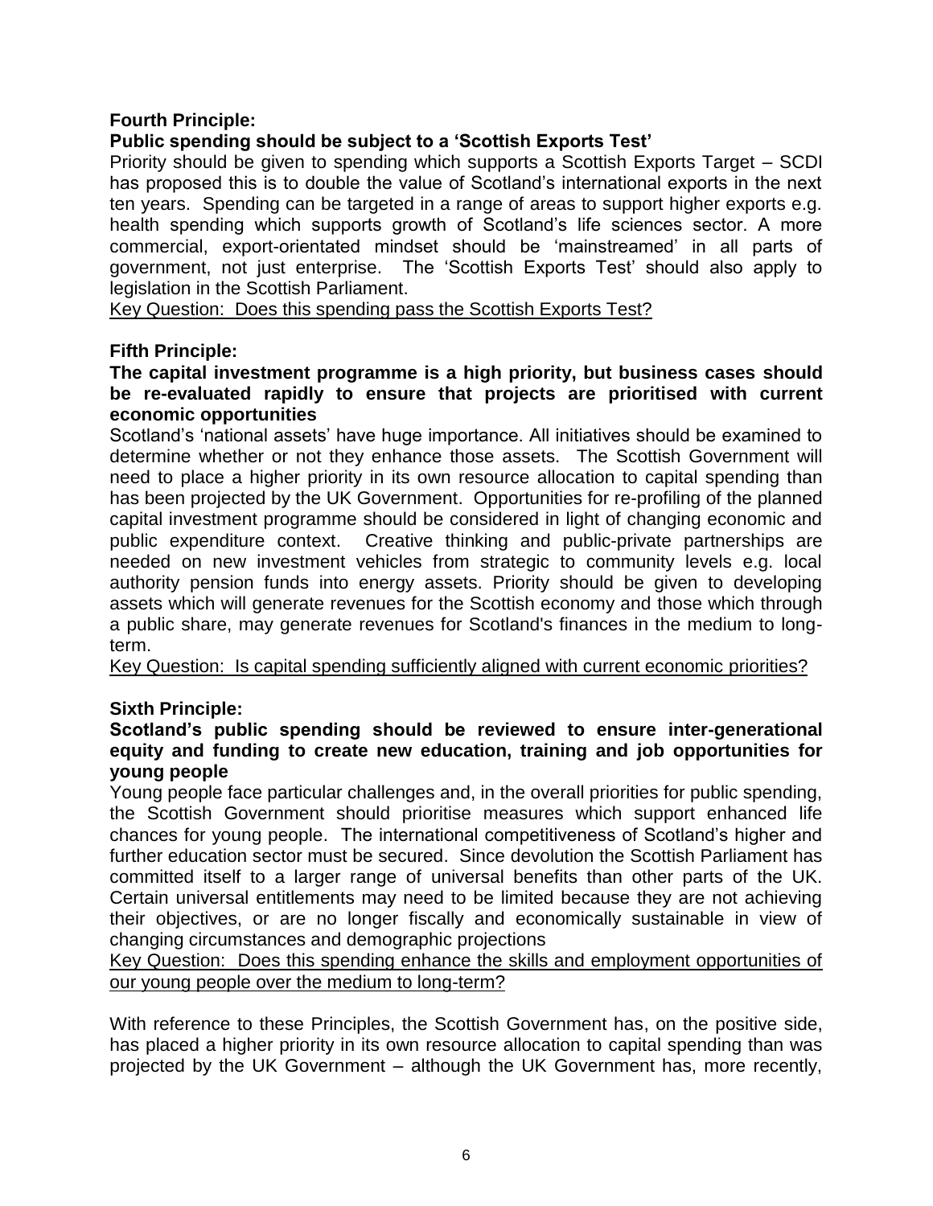**Fourth Principle:**

**Public spending should be subject to a 'Scottish Exports Test'**

Priority should be given to spending which supports a Scottish Exports Target – SCDI has proposed this is to double the value of Scotland's international exports in the next ten years. Spending can be targeted in a range of areas to support higher exports e.g. health spending which supports growth of Scotland's life sciences sector. A more commercial, export-orientated mindset should be 'mainstreamed' in all parts of government, not just enterprise. The 'Scottish Exports Test' should also apply to legislation in the Scottish Parliament.

<u>Key Question: Does this spending pass the Scottish Exports Test?</u>

**Fifth Principle:**

**The capital investment programme is a high priority, but business cases should be re-evaluated rapidly to ensure that projects are prioritised with current economic opportunities**

Scotland's 'national assets' have huge importance. All initiatives should be examined to determine whether or not they enhance those assets. The Scottish Government will need to place a higher priority in its own resource allocation to capital spending than has been projected by the UK Government. Opportunities for re-profiling of the planned capital investment programme should be considered in light of changing economic and public expenditure context. Creative thinking and public-private partnerships are needed on new investment vehicles from strategic to community levels e.g. local authority pension funds into energy assets. Priority should be given to developing assets which will generate revenues for the Scottish economy and those which through a public share, may generate revenues for Scotland's finances in the medium to long-term.

<u>Key Question: Is capital spending sufficiently aligned with current economic priorities?</u>

**Sixth Principle:**

**Scotland's public spending should be reviewed to ensure inter-generational equity and funding to create new education, training and job opportunities for young people**

Young people face particular challenges and, in the overall priorities for public spending, the Scottish Government should prioritise measures which support enhanced life chances for young people. The international competitiveness of Scotland's higher and further education sector must be secured. Since devolution the Scottish Parliament has committed itself to a larger range of universal benefits than other parts of the UK. Certain universal entitlements may need to be limited because they are not achieving their objectives, or are no longer fiscally and economically sustainable in view of changing circumstances and demographic projections

<u>Key Question: Does this spending enhance the skills and employment opportunities of our young people over the medium to long-term?</u>

With reference to these Principles, the Scottish Government has, on the positive side, has placed a higher priority in its own resource allocation to capital spending than was projected by the UK Government – although the UK Government has, more recently,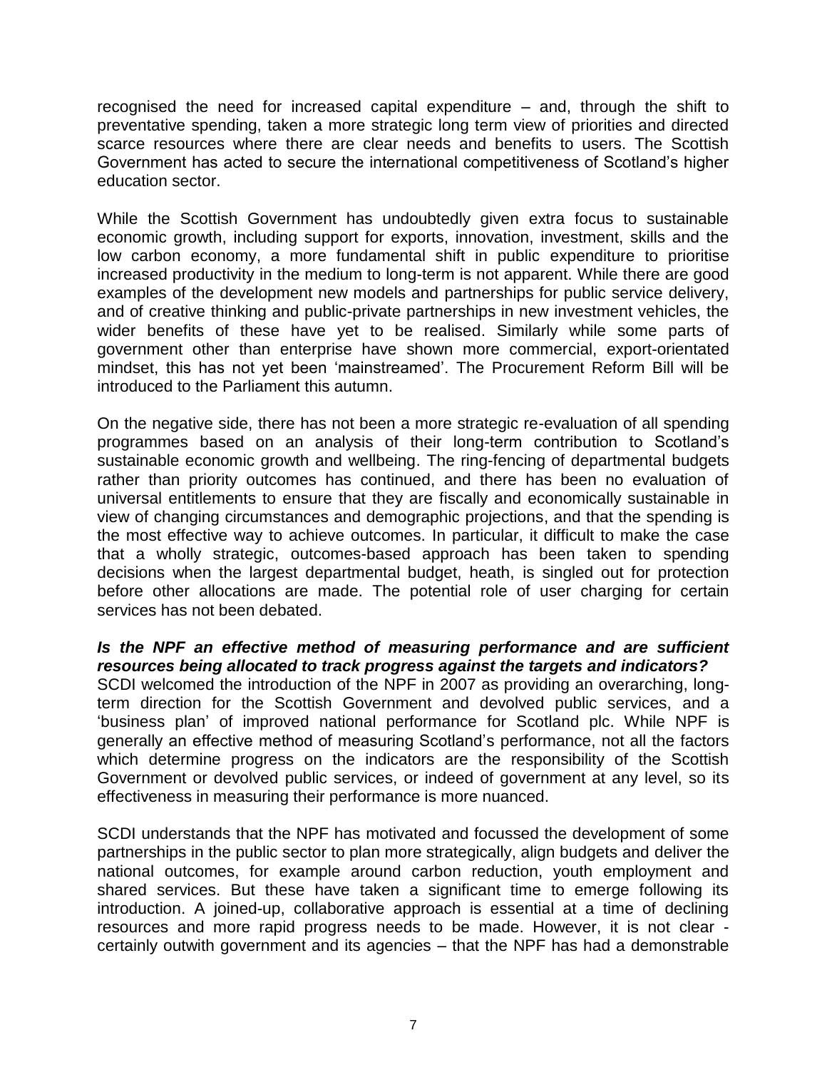recognised the need for increased capital expenditure – and, through the shift to preventative spending, taken a more strategic long term view of priorities and directed scarce resources where there are clear needs and benefits to users. The Scottish Government has acted to secure the international competitiveness of Scotland's higher education sector.

While the Scottish Government has undoubtedly given extra focus to sustainable economic growth, including support for exports, innovation, investment, skills and the low carbon economy, a more fundamental shift in public expenditure to prioritise increased productivity in the medium to long-term is not apparent. While there are good examples of the development new models and partnerships for public service delivery, and of creative thinking and public-private partnerships in new investment vehicles, the wider benefits of these have yet to be realised. Similarly while some parts of government other than enterprise have shown more commercial, export-orientated mindset, this has not yet been 'mainstreamed'. The Procurement Reform Bill will be introduced to the Parliament this autumn.

On the negative side, there has not been a more strategic re-evaluation of all spending programmes based on an analysis of their long-term contribution to Scotland's sustainable economic growth and wellbeing. The ring-fencing of departmental budgets rather than priority outcomes has continued, and there has been no evaluation of universal entitlements to ensure that they are fiscally and economically sustainable in view of changing circumstances and demographic projections, and that the spending is the most effective way to achieve outcomes. In particular, it difficult to make the case that a wholly strategic, outcomes-based approach has been taken to spending decisions when the largest departmental budget, heath, is singled out for protection before other allocations are made. The potential role of user charging for certain services has not been debated.

***Is the NPF an effective method of measuring performance and are sufficient resources being allocated to track progress against the targets and indicators?***

SCDI welcomed the introduction of the NPF in 2007 as providing an overarching, long-term direction for the Scottish Government and devolved public services, and a 'business plan' of improved national performance for Scotland plc. While NPF is generally an effective method of measuring Scotland's performance, not all the factors which determine progress on the indicators are the responsibility of the Scottish Government or devolved public services, or indeed of government at any level, so its effectiveness in measuring their performance is more nuanced.

SCDI understands that the NPF has motivated and focussed the development of some partnerships in the public sector to plan more strategically, align budgets and deliver the national outcomes, for example around carbon reduction, youth employment and shared services. But these have taken a significant time to emerge following its introduction. A joined-up, collaborative approach is essential at a time of declining resources and more rapid progress needs to be made. However, it is not clear - certainly outwith government and its agencies – that the NPF has had a demonstrable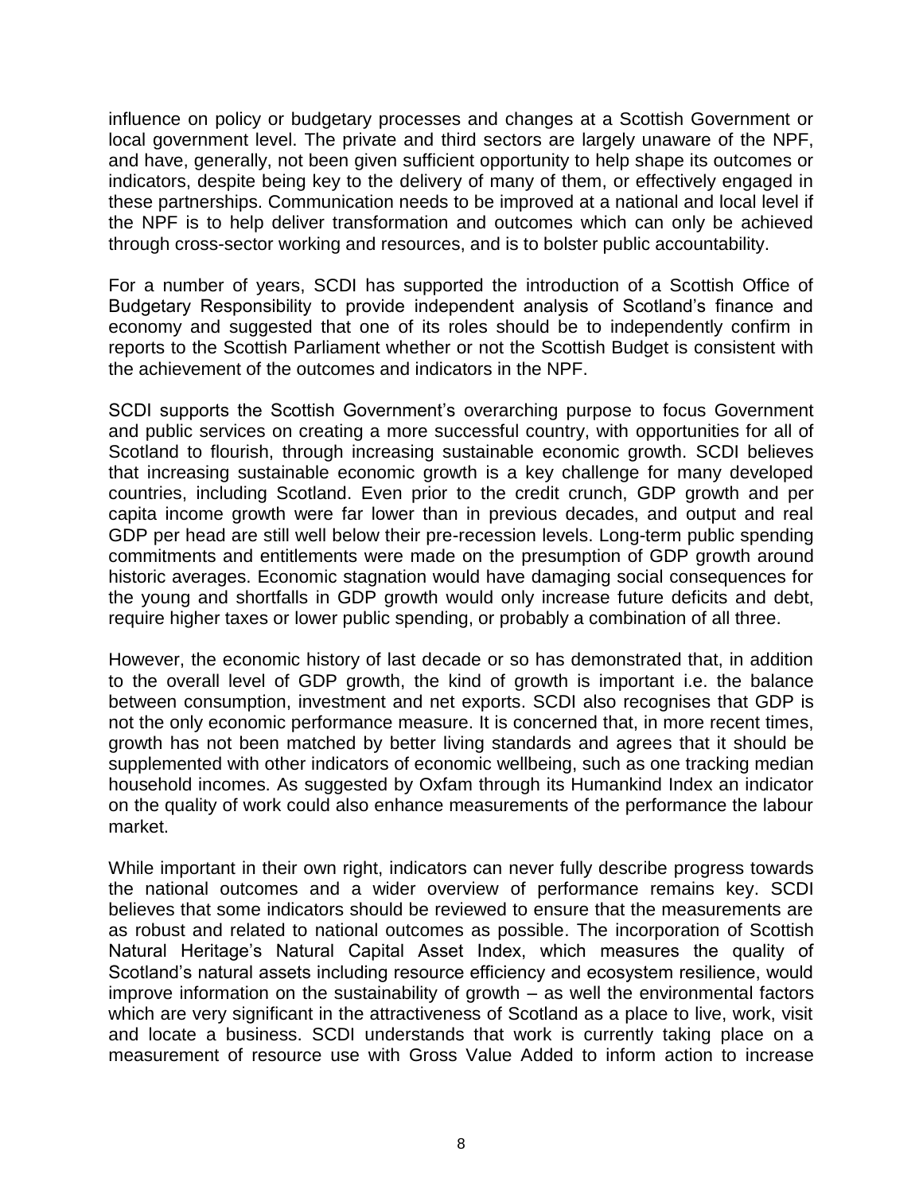influence on policy or budgetary processes and changes at a Scottish Government or local government level. The private and third sectors are largely unaware of the NPF, and have, generally, not been given sufficient opportunity to help shape its outcomes or indicators, despite being key to the delivery of many of them, or effectively engaged in these partnerships. Communication needs to be improved at a national and local level if the NPF is to help deliver transformation and outcomes which can only be achieved through cross-sector working and resources, and is to bolster public accountability.

For a number of years, SCDI has supported the introduction of a Scottish Office of Budgetary Responsibility to provide independent analysis of Scotland's finance and economy and suggested that one of its roles should be to independently confirm in reports to the Scottish Parliament whether or not the Scottish Budget is consistent with the achievement of the outcomes and indicators in the NPF.

SCDI supports the Scottish Government's overarching purpose to focus Government and public services on creating a more successful country, with opportunities for all of Scotland to flourish, through increasing sustainable economic growth. SCDI believes that increasing sustainable economic growth is a key challenge for many developed countries, including Scotland. Even prior to the credit crunch, GDP growth and per capita income growth were far lower than in previous decades, and output and real GDP per head are still well below their pre-recession levels. Long-term public spending commitments and entitlements were made on the presumption of GDP growth around historic averages. Economic stagnation would have damaging social consequences for the young and shortfalls in GDP growth would only increase future deficits and debt, require higher taxes or lower public spending, or probably a combination of all three.

However, the economic history of last decade or so has demonstrated that, in addition to the overall level of GDP growth, the kind of growth is important i.e. the balance between consumption, investment and net exports. SCDI also recognises that GDP is not the only economic performance measure. It is concerned that, in more recent times, growth has not been matched by better living standards and agrees that it should be supplemented with other indicators of economic wellbeing, such as one tracking median household incomes. As suggested by Oxfam through its Humankind Index an indicator on the quality of work could also enhance measurements of the performance the labour market.

While important in their own right, indicators can never fully describe progress towards the national outcomes and a wider overview of performance remains key. SCDI believes that some indicators should be reviewed to ensure that the measurements are as robust and related to national outcomes as possible. The incorporation of Scottish Natural Heritage's Natural Capital Asset Index, which measures the quality of Scotland's natural assets including resource efficiency and ecosystem resilience, would improve information on the sustainability of growth – as well the environmental factors which are very significant in the attractiveness of Scotland as a place to live, work, visit and locate a business. SCDI understands that work is currently taking place on a measurement of resource use with Gross Value Added to inform action to increase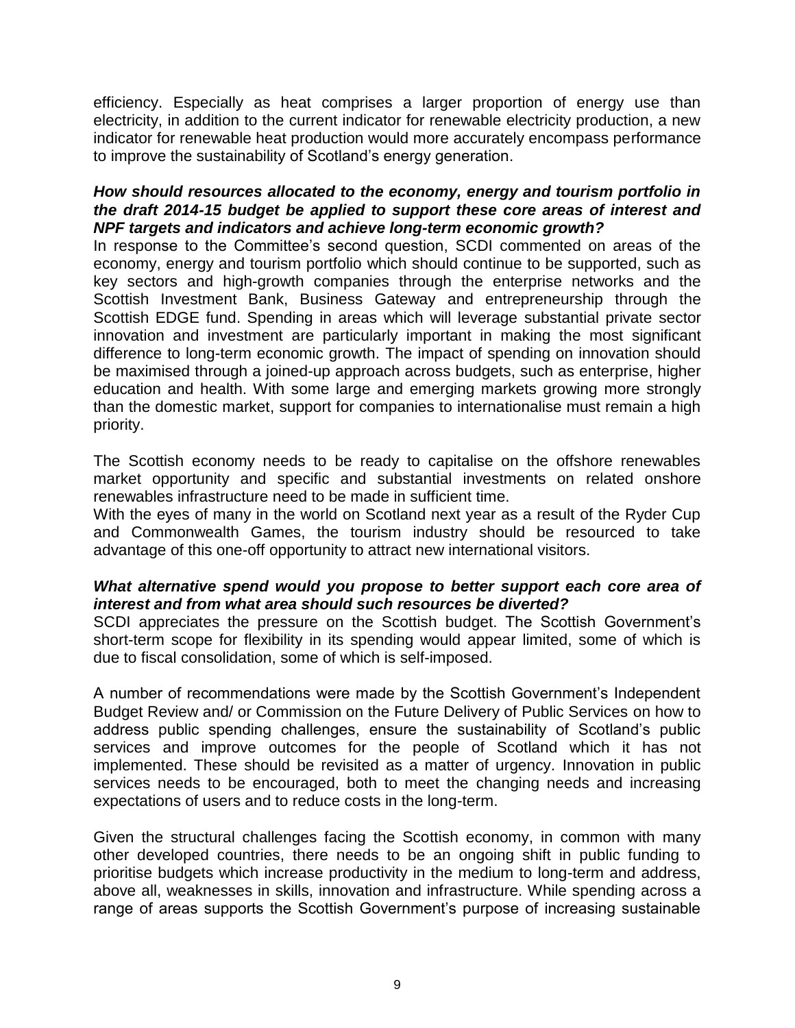efficiency. Especially as heat comprises a larger proportion of energy use than electricity, in addition to the current indicator for renewable electricity production, a new indicator for renewable heat production would more accurately encompass performance to improve the sustainability of Scotland's energy generation.

***How should resources allocated to the economy, energy and tourism portfolio in the draft 2014-15 budget be applied to support these core areas of interest and NPF targets and indicators and achieve long-term economic growth?***

In response to the Committee's second question, SCDI commented on areas of the economy, energy and tourism portfolio which should continue to be supported, such as key sectors and high-growth companies through the enterprise networks and the Scottish Investment Bank, Business Gateway and entrepreneurship through the Scottish EDGE fund. Spending in areas which will leverage substantial private sector innovation and investment are particularly important in making the most significant difference to long-term economic growth. The impact of spending on innovation should be maximised through a joined-up approach across budgets, such as enterprise, higher education and health. With some large and emerging markets growing more strongly than the domestic market, support for companies to internationalise must remain a high priority.

The Scottish economy needs to be ready to capitalise on the offshore renewables market opportunity and specific and substantial investments on related onshore renewables infrastructure need to be made in sufficient time.

With the eyes of many in the world on Scotland next year as a result of the Ryder Cup and Commonwealth Games, the tourism industry should be resourced to take advantage of this one-off opportunity to attract new international visitors.

***What alternative spend would you propose to better support each core area of interest and from what area should such resources be diverted?***

SCDI appreciates the pressure on the Scottish budget. The Scottish Government's short-term scope for flexibility in its spending would appear limited, some of which is due to fiscal consolidation, some of which is self-imposed.

A number of recommendations were made by the Scottish Government's Independent Budget Review and/ or Commission on the Future Delivery of Public Services on how to address public spending challenges, ensure the sustainability of Scotland's public services and improve outcomes for the people of Scotland which it has not implemented. These should be revisited as a matter of urgency. Innovation in public services needs to be encouraged, both to meet the changing needs and increasing expectations of users and to reduce costs in the long-term.

Given the structural challenges facing the Scottish economy, in common with many other developed countries, there needs to be an ongoing shift in public funding to prioritise budgets which increase productivity in the medium to long-term and address, above all, weaknesses in skills, innovation and infrastructure. While spending across a range of areas supports the Scottish Government's purpose of increasing sustainable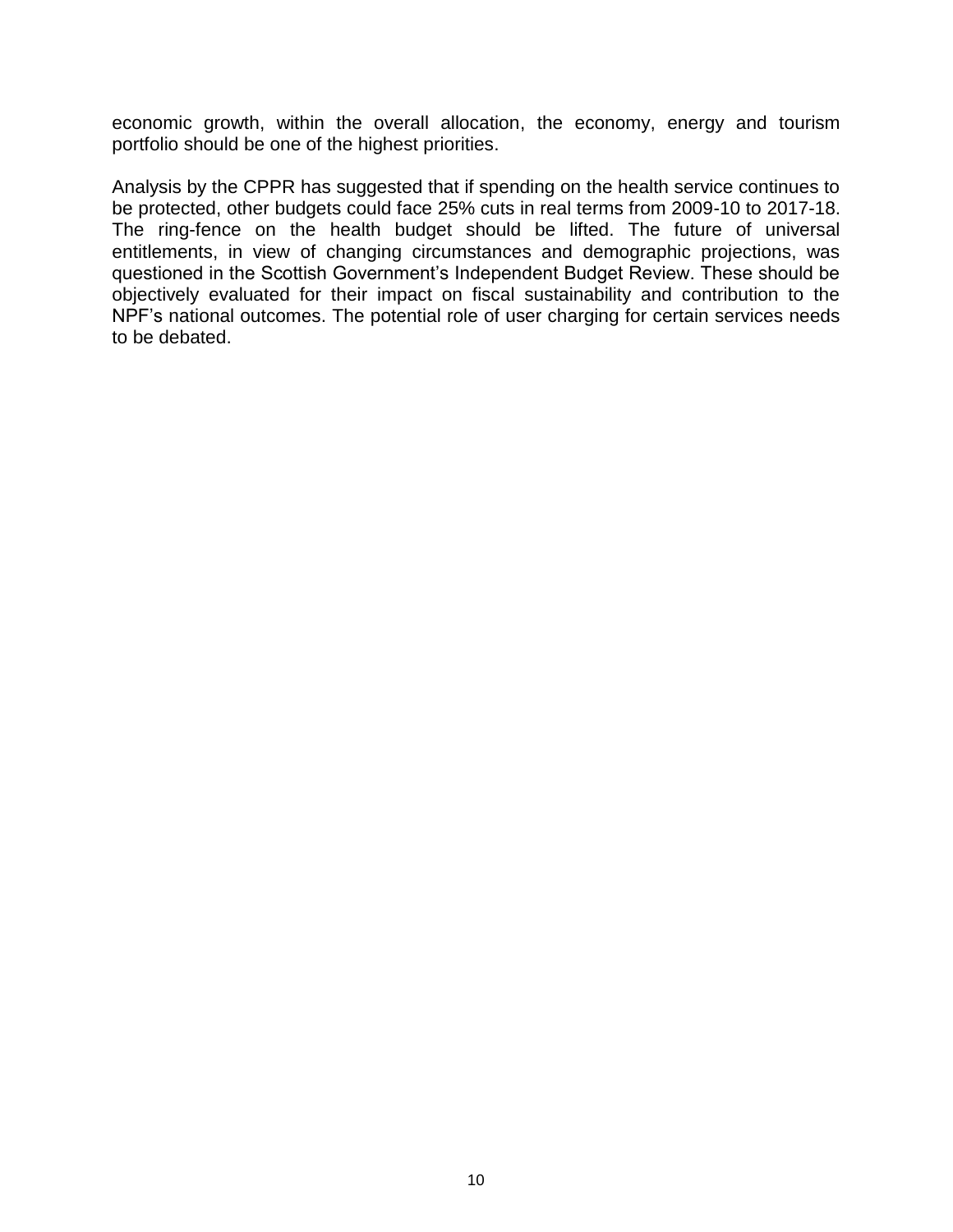economic growth, within the overall allocation, the economy, energy and tourism portfolio should be one of the highest priorities.

Analysis by the CPPR has suggested that if spending on the health service continues to be protected, other budgets could face 25% cuts in real terms from 2009-10 to 2017-18. The ring-fence on the health budget should be lifted. The future of universal entitlements, in view of changing circumstances and demographic projections, was questioned in the Scottish Government's Independent Budget Review. These should be objectively evaluated for their impact on fiscal sustainability and contribution to the NPF's national outcomes. The potential role of user charging for certain services needs to be debated.